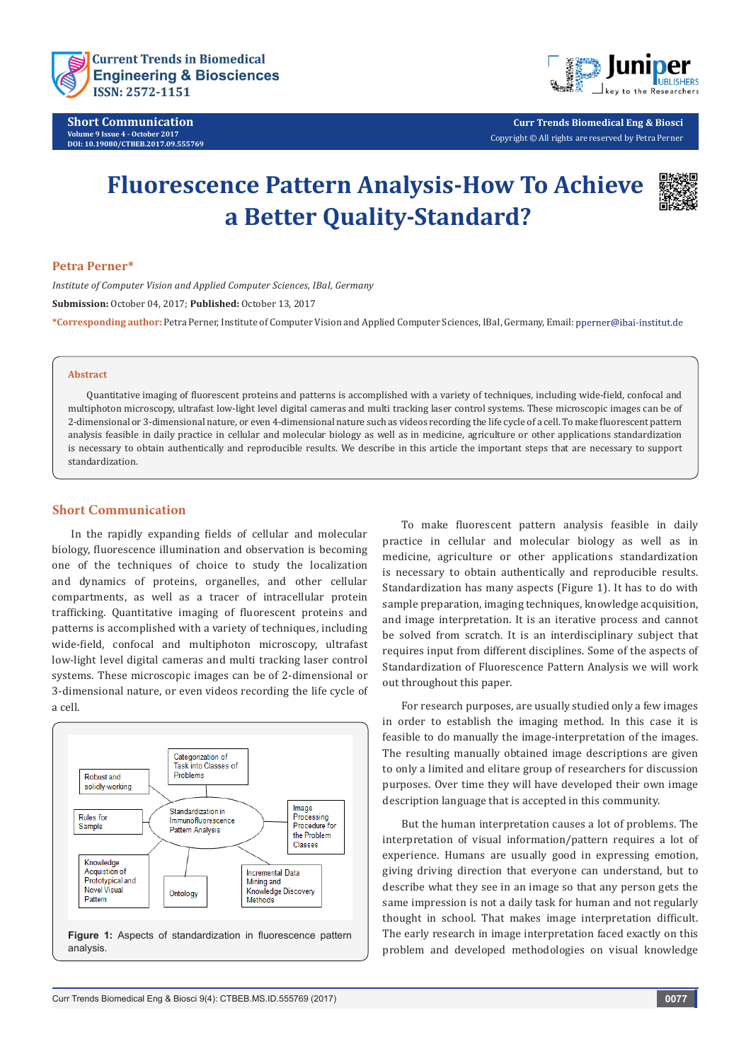# Fluorescence Pattern Analysis-How To Achieve a Better Quality-Standard?

**Petra Perner***

*Institute of Computer Vision and Applied Computer Sciences, IBaI, Germany*

**Submission:** October 04, 2017; **Published:** October 13, 2017

***Corresponding author:** Petra Perner, Institute of Computer Vision and Applied Computer Sciences, IBaI, Germany, Email: pperner@ibai-institut.de

**Abstract**

Quantitative imaging of fluorescent proteins and patterns is accomplished with a variety of techniques, including wide-field, confocal and multiphoton microscopy, ultrafast low-light level digital cameras and multi tracking laser control systems. These microscopic images can be of 2-dimensional or 3-dimensional nature, or even 4-dimensional nature such as videos recording the life cycle of a cell. To make fluorescent pattern analysis feasible in daily practice in cellular and molecular biology as well as in medicine, agriculture or other applications standardization is necessary to obtain authentically and reproducible results. We describe in this article the important steps that are necessary to support standardization.

## Short Communication

In the rapidly expanding fields of cellular and molecular biology, fluorescence illumination and observation is becoming one of the techniques of choice to study the localization and dynamics of proteins, organelles, and other cellular compartments, as well as a tracer of intracellular protein trafficking. Quantitative imaging of fluorescent proteins and patterns is accomplished with a variety of techniques, including wide-field, confocal and multiphoton microscopy, ultrafast low-light level digital cameras and multi tracking laser control systems. These microscopic images can be of 2-dimensional or 3-dimensional nature, or even 4-dimensional nature such as videos recording the life cycle of a cell.

Categorization of Task into Classes of Problems

Robust and solidly-working

Rules for Sample

Standardization in Immunofluorescence Pattern Analysis

Image Processing Procedure for the Problem Classes

Knowledge Acquistion of Prototypical and Novel Visual Pattern

Ontology

Incremental Data Mining and Knowledge Discovery Methods

**Figure 1:** Aspects of standardization in fluorescence pattern analysis.

To make fluorescent pattern analysis feasible in daily practice in cellular and molecular biology as well as in medicine, agriculture or other applications standardization is necessary to obtain authentically and reproducible results. Standardization has many aspects (Figure 1). It has to do with sample preparation, imaging techniques, knowledge acquisition, and image interpretation. It is an iterative process and cannot be solved from scratch. It is an interdisciplinary subject that requires input from different disciplines. Some of the aspects of Standardization of Fluorescence Pattern Analysis we will work out throughout this paper.

For research purposes, are usually studied only a few images in order to establish the imaging method. In this case it is feasible to do manually the image-interpretation of the images. The resulting manually obtained image descriptions are given to only a limited and elitare group of researchers for discussion purposes. Over time they will have developed their own image description language that is accepted in this community.

But the human interpretation causes a lot of problems. The interpretation of visual information/pattern requires a lot of experience. Humans are usually good in expressing emotion, giving driving direction that everyone can understand, but to describe what they see in an image so that any person gets the same impression is not a daily task for human and not regularly thought in school. That makes image interpretation difficult. The early research in image interpretation faced exactly on this problem and developed methodologies on visual knowledge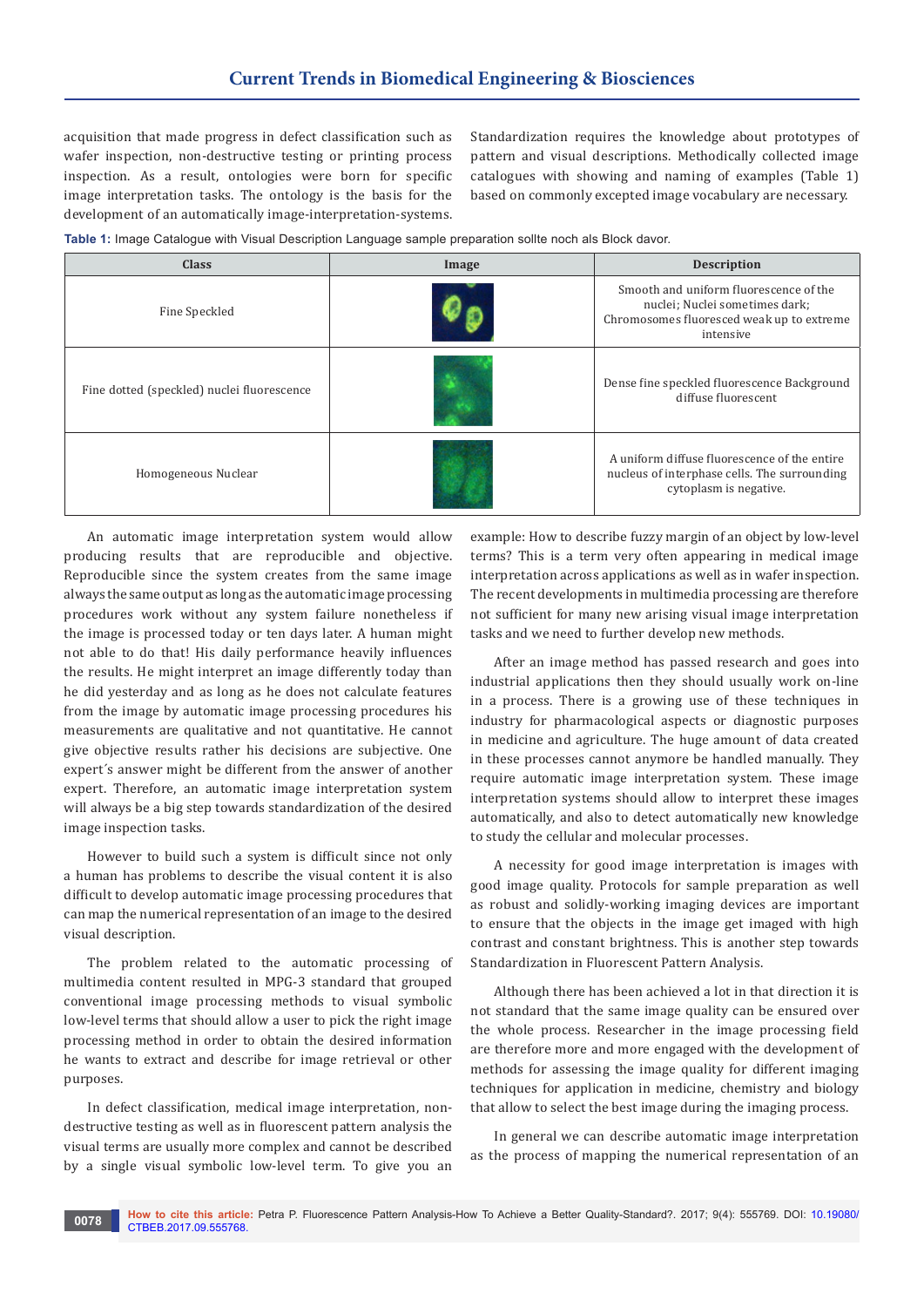acquisition that made progress in defect classification such as wafer inspection, non-destructive testing or printing process inspection. As a result, ontologies were born for specific image interpretation tasks. The ontology is the basis for the development of an automatically image-interpretation-systems. Standardization requires the knowledge about prototypes of pattern and visual descriptions. Methodically collected image catalogues with showing and naming of examples (Table 1) based on commonly excepted image vocabulary are necessary.

**Table 1:** Image Catalogue with Visual Description Language sample preparation sollte noch als Block davor.

| Class | Image | Description |
|---|---|---|
| Fine Speckled | | Smooth and uniform fluorescence of the nuclei; Nuclei sometimes dark; Chromosomes fluoresced weak up to extreme intensive |
| Fine dotted (speckled) nuclei fluorescence | | Dense fine speckled fluorescence Background diffuse fluorescent |
| Homogeneous Nuclear | | A uniform diffuse fluorescence of the entire nucleus of interphase cells. The surrounding cytoplasm is negative. |

An automatic image interpretation system would allow producing results that are reproducible and objective. Reproducible since the system creates from the same image always the same output as long as the automatic image processing procedures work without any system failure nonetheless if the image is processed today or ten days later. A human might not able to do that! His daily performance heavily influences the results. He might interpret an image differently today than he did yesterday and as long as he does not calculate features from the image by automatic image processing procedures his measurements are qualitative and not quantitative. He cannot give objective results rather his decisions are subjective. One expert´s answer might be different from the answer of another expert. Therefore, an automatic image interpretation system will always be a big step towards standardization of the desired image inspection tasks.

However to build such a system is difficult since not only a human has problems to describe the visual content it is also difficult to develop automatic image processing procedures that can map the numerical representation of an image to the desired visual description.

The problem related to the automatic processing of multimedia content resulted in MPG-3 standard that grouped conventional image processing methods to visual symbolic low-level terms that should allow a user to pick the right image processing method in order to obtain the desired information he wants to extract and describe for image retrieval or other purposes.

In defect classification, medical image interpretation, non-destructive testing as well as in fluorescent pattern analysis the visual terms are usually more complex and cannot be described by a single visual symbolic low-level term. To give you an example: How to describe fuzzy margin of an object by low-level terms? This is a term very often appearing in medical image interpretation across applications as well as in wafer inspection. The recent developments in multimedia processing are therefore not sufficient for many new arising visual image interpretation tasks and we need to further develop new methods.

After an image method has passed research and goes into industrial applications then they should usually work on-line in a process. There is a growing use of these techniques in industry for pharmacological aspects or diagnostic purposes in medicine and agriculture. The huge amount of data created in these processes cannot anymore be handled manually. They require automatic image interpretation system. These image interpretation systems should allow to interpret these images automatically, and also to detect automatically new knowledge to study the cellular and molecular processes.

A necessity for good image interpretation is images with good image quality. Protocols for sample preparation as well as robust and solidly-working imaging devices are important to ensure that the objects in the image get imaged with high contrast and constant brightness. This is another step towards Standardization in Fluorescent Pattern Analysis.

Although there has been achieved a lot in that direction it is not standard that the same image quality can be ensured over the whole process. Researcher in the image processing field are therefore more and more engaged with the development of methods for assessing the image quality for different imaging techniques for application in medicine, chemistry and biology that allow to select the best image during the imaging process.

In general we can describe automatic image interpretation as the process of mapping the numerical representation of an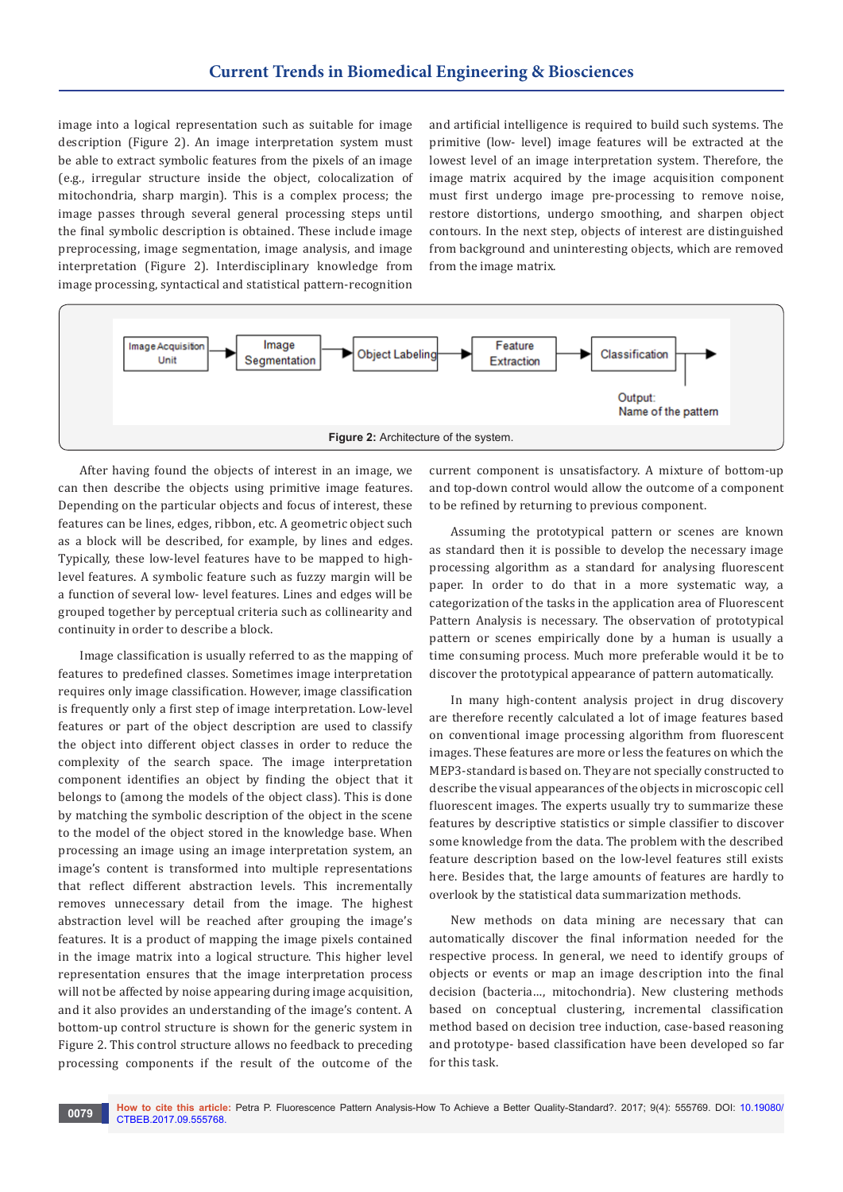image into a logical representation such as suitable for image description (Figure 2). An image interpretation system must be able to extract symbolic features from the pixels of an image (e.g., irregular structure inside the object, colocalization of mitochondria, sharp margin). This is a complex process; the image passes through several general processing steps until the final symbolic description is obtained. These include image preprocessing, image segmentation, image analysis, and image interpretation (Figure 2). Interdisciplinary knowledge from image processing, syntactical and statistical pattern-recognition and artificial intelligence is required to build such systems. The primitive (low- level) image features will be extracted at the lowest level of an image interpretation system. Therefore, the image matrix acquired by the image acquisition component must first undergo image pre-processing to remove noise, restore distortions, undergo smoothing, and sharpen object contours. In the next step, objects of interest are distinguished from background and uninteresting objects, which are removed from the image matrix.

Image Acquisition Unit → Image Segmentation → Object Labeling → Feature Extraction → Classification →

Output:
Name of the pattern

**Figure 2:** Architecture of the system.

After having found the objects of interest in an image, we can then describe the objects using primitive image features. Depending on the particular objects and focus of interest, these features can be lines, edges, ribbon, etc. A geometric object such as a block will be described, for example, by lines and edges. Typically, these low-level features have to be mapped to high-level features. A symbolic feature such as fuzzy margin will be a function of several low- level features. Lines and edges will be grouped together by perceptual criteria such as collinearity and continuity in order to describe a block.

Image classification is usually referred to as the mapping of features to predefined classes. Sometimes image interpretation requires only image classification. However, image classification is frequently only a first step of image interpretation. Low-level features or part of the object description are used to classify the object into different object classes in order to reduce the complexity of the search space. The image interpretation component identifies an object by finding the object that it belongs to (among the models of the object class). This is done by matching the symbolic description of the object in the scene to the model of the object stored in the knowledge base. When processing an image using an image interpretation system, an image's content is transformed into multiple representations that reflect different abstraction levels. This incrementally removes unnecessary detail from the image. The highest abstraction level will be reached after grouping the image's features. It is a product of mapping the image pixels contained in the image matrix into a logical structure. This higher level representation ensures that the image interpretation process will not be affected by noise appearing during image acquisition, and it also provides an understanding of the image's content. A bottom-up control structure is shown for the generic system in Figure 2. This control structure allows no feedback to preceding processing components if the result of the outcome of the current component is unsatisfactory. A mixture of bottom-up and top-down control would allow the outcome of a component to be refined by returning to previous component.

Assuming the prototypical pattern or scenes are known as standard then it is possible to develop the necessary image processing algorithm as a standard for analysing fluorescent paper. In order to do that in a more systematic way, a categorization of the tasks in the application area of Fluorescent Pattern Analysis is necessary. The observation of prototypical pattern or scenes empirically done by a human is usually a time consuming process. Much more preferable would it be to discover the prototypical appearance of pattern automatically.

In many high-content analysis project in drug discovery are therefore recently calculated a lot of image features based on conventional image processing algorithm from fluorescent images. These features are more or less the features on which the MEP3-standard is based on. They are not specially constructed to describe the visual appearances of the objects in microscopic cell fluorescent images. The experts usually try to summarize these features by descriptive statistics or simple classifier to discover some knowledge from the data. The problem with the described feature description based on the low-level features still exists here. Besides that, the large amounts of features are hardly to overlook by the statistical data summarization methods.

New methods on data mining are necessary that can automatically discover the final information needed for the respective process. In general, we need to identify groups of objects or events or map an image description into the final decision (bacteria..., mitochondria). New clustering methods based on conceptual clustering, incremental classification method based on decision tree induction, case-based reasoning and prototype- based classification have been developed so far for this task.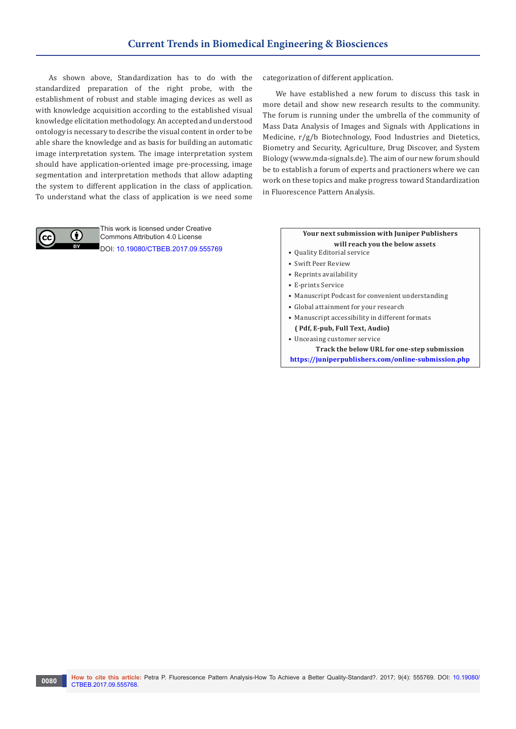As shown above, Standardization has to do with the standardized preparation of the right probe, with the establishment of robust and stable imaging devices as well as with knowledge acquisition according to the established visual knowledge elicitation methodology. An accepted and understood ontology is necessary to describe the visual content in order to be able share the knowledge and as basis for building an automatic image interpretation system. The image interpretation system should have application-oriented image pre-processing, image segmentation and interpretation methods that allow adapting the system to different application in the class of application. To understand what the class of application is we need some categorization of different application.

We have established a new forum to discuss this task in more detail and show new research results to the community. The forum is running under the umbrella of the community of Mass Data Analysis of Images and Signals with Applications in Medicine, r/g/b Biotechnology, Food Industries and Dietetics, Biometry and Security, Agriculture, Drug Discover, and System Biology (www.mda-signals.de). The aim of our new forum should be to establish a forum of experts and practioners where we can work on these topics and make progress toward Standardization in Fluorescence Pattern Analysis.

This work is licensed under Creative Commons Attribution 4.0 License
DOI: 10.19080/CTBEB.2017.09.555769

**Your next submission with Juniper Publishers will reach you the below assets**

- Quality Editorial service
- Swift Peer Review
- Reprints availability
- E-prints Service
- Manuscript Podcast for convenient understanding
- Global attainment for your research
- Manuscript accessibility in different formats
  **( Pdf, E-pub, Full Text, Audio)**
- Unceasing customer service

**Track the below URL for one-step submission**
**https://juniperpublishers.com/online-submission.php**

**How to cite this article:** Petra P. Fluorescence Pattern Analysis-How To Achieve a Better Quality-Standard?. 2017; 9(4): 555769. DOI: 10.19080/CTBEB.2017.09.555768.